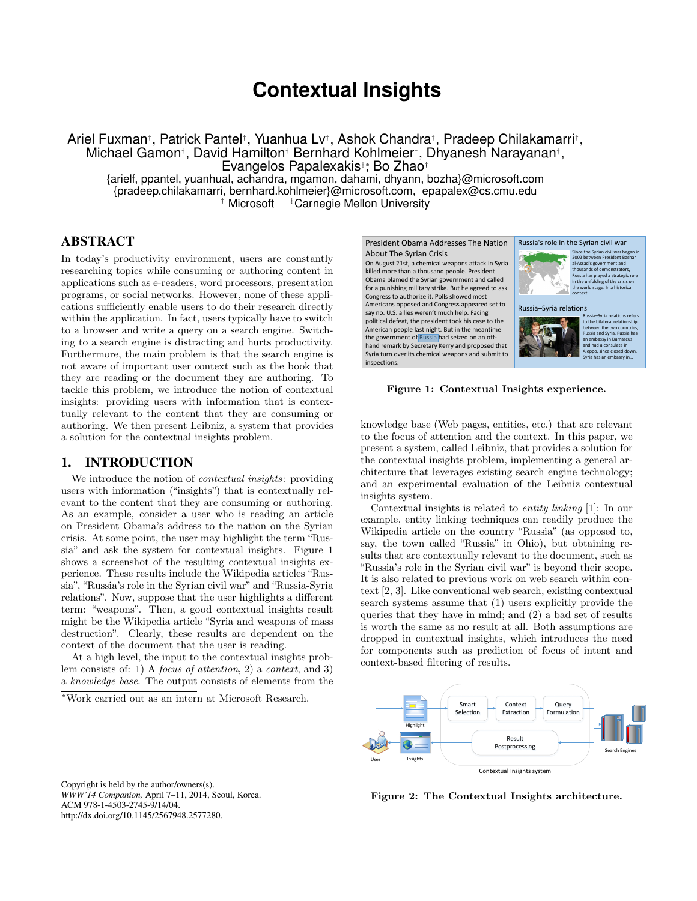# Contextual Insights

Ariel Fuxman†, Patrick Pantel†, Yuanhua Lv†, Ashok Chandra†, Pradeep Chilakamarri†, Michael Gamon†, David Hamilton† Bernhard Kohlmeier†, Dhyanesh Narayanan†, Evangelos Papalexakis‡∗, Bo Zhao†

{arielf, ppantel, yuanhual, achandra, mgamon, dahami, dhyann, bozha}@microsoft.com
{pradeep.chilakamarri, bernhard.kohlmeier}@microsoft.com, epapalex@cs.cmu.edu
† Microsoft ‡Carnegie Mellon University

## ABSTRACT

In today's productivity environment, users are constantly researching topics while consuming or authoring content in applications such as e-readers, word processors, presentation programs, or social networks. However, none of these applications sufficiently enable users to do their research directly within the application. In fact, users typically have to switch to a browser and write a query on a search engine. Switching to a search engine is distracting and hurts productivity. Furthermore, the main problem is that the search engine is not aware of important user context such as the book that they are reading or the document they are authoring. To tackle this problem, we introduce the notion of contextual insights: providing users with information that is contextually relevant to the content that they are consuming or authoring. We then present Leibniz, a system that provides a solution for the contextual insights problem.

## 1. INTRODUCTION

We introduce the notion of *contextual insights*: providing users with information ("insights") that is contextually relevant to the content that they are consuming or authoring. As an example, consider a user who is reading an article on President Obama's address to the nation on the Syrian crisis. At some point, the user may highlight the term "Russia" and ask the system for contextual insights. Figure 1 shows a screenshot of the resulting contextual insights experience. These results include the Wikipedia articles "Russia", "Russia's role in the Syrian civil war" and "Russia-Syria relations". Now, suppose that the user highlights a different term: "weapons". Then, a good contextual insights result might be the Wikipedia article "Syria and weapons of mass destruction". Clearly, these results are dependent on the context of the document that the user is reading.

At a high level, the input to the contextual insights problem consists of: 1) A *focus of attention*, 2) a *context*, and 3) a *knowledge base*. The output consists of elements from the knowledge base (Web pages, entities, etc.) that are relevant to the focus of attention and the context. In this paper, we present a system, called Leibniz, that provides a solution for the contextual insights problem, implementing a general architecture that leverages existing search engine technology; and an experimental evaluation of the Leibniz contextual insights system.

Contextual insights is related to *entity linking* [1]: In our example, entity linking techniques can readily produce the Wikipedia article on the country "Russia" (as opposed to, say, the town called "Russia" in Ohio), but obtaining results that are contextually relevant to the document, such as "Russia's role in the Syrian civil war" is beyond their scope. It is also related to previous work on web search within context [2, 3]. Like conventional web search, existing contextual search systems assume that (1) users explicitly provide the queries that they have in mind; and (2) a bad set of results is worth the same as no result at all. Both assumptions are dropped in contextual insights, which introduces the need for components such as prediction of focus of intent and context-based filtering of results.

President Obama Addresses The Nation About The Syrian Crisis

On August 21st, a chemical weapons attack in Syria killed more than a thousand people. President Obama blamed the Syrian government and called for a punishing military strike. But he agreed to ask Congress to authorize it. Polls showed most Americans opposed and Congress appeared set to say no. U.S. allies weren't much help. Facing political defeat, the president took his case to the American people last night. But in the meantime the government of Russia had seized on an off-hand remark by Secretary Kerry and proposed that Syria turn over its chemical weapons and submit to inspections.

Russia's role in the Syrian civil war

Since the Syrian civil war began in 2002 between President Bashar al-Assad's government and thousands of demonstrators, Russia has played a strategic role in the unfolding of the crisis on the world stage. In a historical context ...

Russia–Syria relations

Russia–Syria relations refers to the bilateral relationship between the two countries, Russia and Syria. Russia has an embassy in Damascus and had a consulate in Aleppo, since closed down. Syria has an embassy in...

**Figure 1: Contextual Insights experience.**

Highlight
Smart Selection
Context Extraction
Query Formulation
Search Engines
User
Insights
Result Postprocessing
Contextual Insights system

**Figure 2: The Contextual Insights architecture.**

∗Work carried out as an intern at Microsoft Research.

Copyright is held by the author/owners(s).
*WWW'14 Companion,* April 7–11, 2014, Seoul, Korea.
ACM 978-1-4503-2745-9/14/04.
http://dx.doi.org/10.1145/2567948.2577280.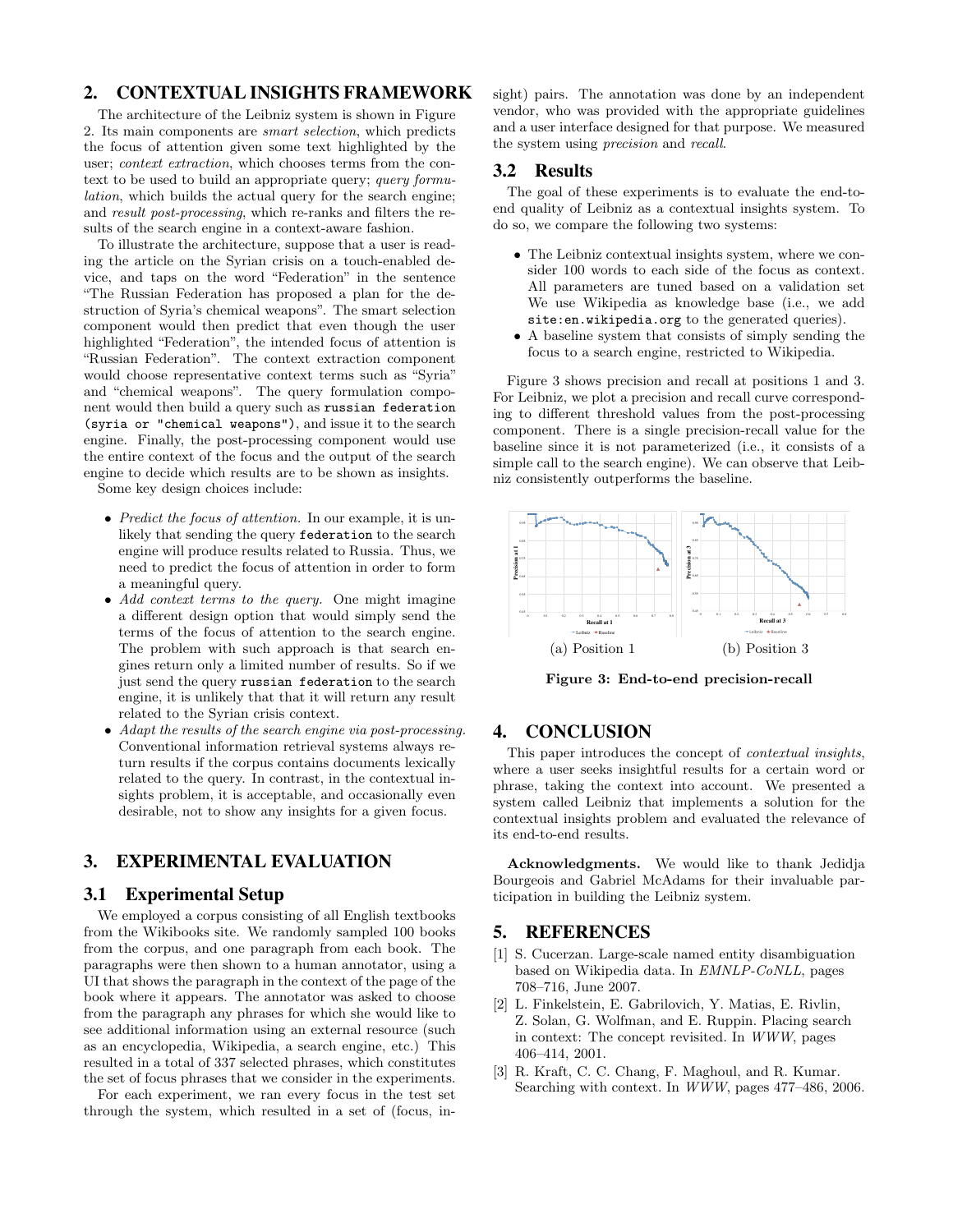## 2. CONTEXTUAL INSIGHTS FRAMEWORK

The architecture of the Leibniz system is shown in Figure 2. Its main components are *smart selection*, which predicts the focus of attention given some text highlighted by the user; *context extraction*, which chooses terms from the context to be used to build an appropriate query; *query formulation*, which builds the actual query for the search engine; and *result post-processing*, which re-ranks and filters the results of the search engine in a context-aware fashion.

To illustrate the architecture, suppose that a user is reading the article on the Syrian crisis on a touch-enabled device, and taps on the word "Federation" in the sentence "The Russian Federation has proposed a plan for the destruction of Syria's chemical weapons". The smart selection component would then predict that even though the user highlighted "Federation", the intended focus of attention is "Russian Federation". The context extraction component would choose representative context terms such as "Syria" and "chemical weapons". The query formulation component would then build a query such as `russian federation (syria or "chemical weapons")`, and issue it to the search engine. Finally, the post-processing component would use the entire context of the focus and the output of the search engine to decide which results are to be shown as insights.

Some key design choices include:

- *Predict the focus of attention.* In our example, it is unlikely that sending the query `federation` to the search engine will produce results related to Russia. Thus, we need to predict the focus of attention in order to form a meaningful query.
- *Add context terms to the query.* One might imagine a different design option that would simply send the terms of the focus of attention to the search engine. The problem with such approach is that search engines return only a limited number of results. So if we just send the query `russian federation` to the search engine, it is unlikely that that it will return any result related to the Syrian crisis context.
- *Adapt the results of the search engine via post-processing.* Conventional information retrieval systems always return results if the corpus contains documents lexically related to the query. In contrast, in the contextual insights problem, it is acceptable, and occasionally even desirable, not to show any insights for a given focus.

## 3. EXPERIMENTAL EVALUATION

### 3.1 Experimental Setup

We employed a corpus consisting of all English textbooks from the Wikibooks site. We randomly sampled 100 books from the corpus, and one paragraph from each book. The paragraphs were then shown to a human annotator, using a UI that shows the paragraph in the context of the page of the book where it appears. The annotator was asked to choose from the paragraph any phrases for which she would like to see additional information using an external resource (such as an encyclopedia, Wikipedia, a search engine, etc.) This resulted in a total of 337 selected phrases, which constitutes the set of focus phrases that we consider in the experiments.

For each experiment, we ran every focus in the test set through the system, which resulted in a set of (focus, insight) pairs. The annotation was done by an independent vendor, who was provided with the appropriate guidelines and a user interface designed for that purpose. We measured the system using *precision* and *recall*.

### 3.2 Results

The goal of these experiments is to evaluate the end-to-end quality of Leibniz as a contextual insights system. To do so, we compare the following two systems:

- The Leibniz contextual insights system, where we consider 100 words to each side of the focus as context. All parameters are tuned based on a validation set We use Wikipedia as knowledge base (i.e., we add `site:en.wikipedia.org` to the generated queries).
- A baseline system that consists of simply sending the focus to a search engine, restricted to Wikipedia.

Figure 3 shows precision and recall at positions 1 and 3. For Leibniz, we plot a precision and recall curve corresponding to different threshold values from the post-processing component. There is a single precision-recall value for the baseline since it is not parameterized (i.e., it consists of a simple call to the search engine). We can observe that Leibniz consistently outperforms the baseline.

Precision at 1
Recall at 1
Leibniz Baseline

(a) Position 1

Precision at 3
Recall at 3
Leibniz Baseline

(b) Position 3

**Figure 3: End-to-end precision-recall**

## 4. CONCLUSION

This paper introduces the concept of *contextual insights*, where a user seeks insightful results for a certain word or phrase, taking the context into account. We presented a system called Leibniz that implements a solution for the contextual insights problem and evaluated the relevance of its end-to-end results.

**Acknowledgments.** We would like to thank Jedidja Bourgeois and Gabriel McAdams for their invaluable participation in building the Leibniz system.

## 5. REFERENCES

[1] S. Cucerzan. Large-scale named entity disambiguation based on Wikipedia data. In *EMNLP-CoNLL*, pages 708–716, June 2007.

[2] L. Finkelstein, E. Gabrilovich, Y. Matias, E. Rivlin, Z. Solan, G. Wolfman, and E. Ruppin. Placing search in context: The concept revisited. In *WWW*, pages 406–414, 2001.

[3] R. Kraft, C. C. Chang, F. Maghoul, and R. Kumar. Searching with context. In *WWW*, pages 477–486, 2006.